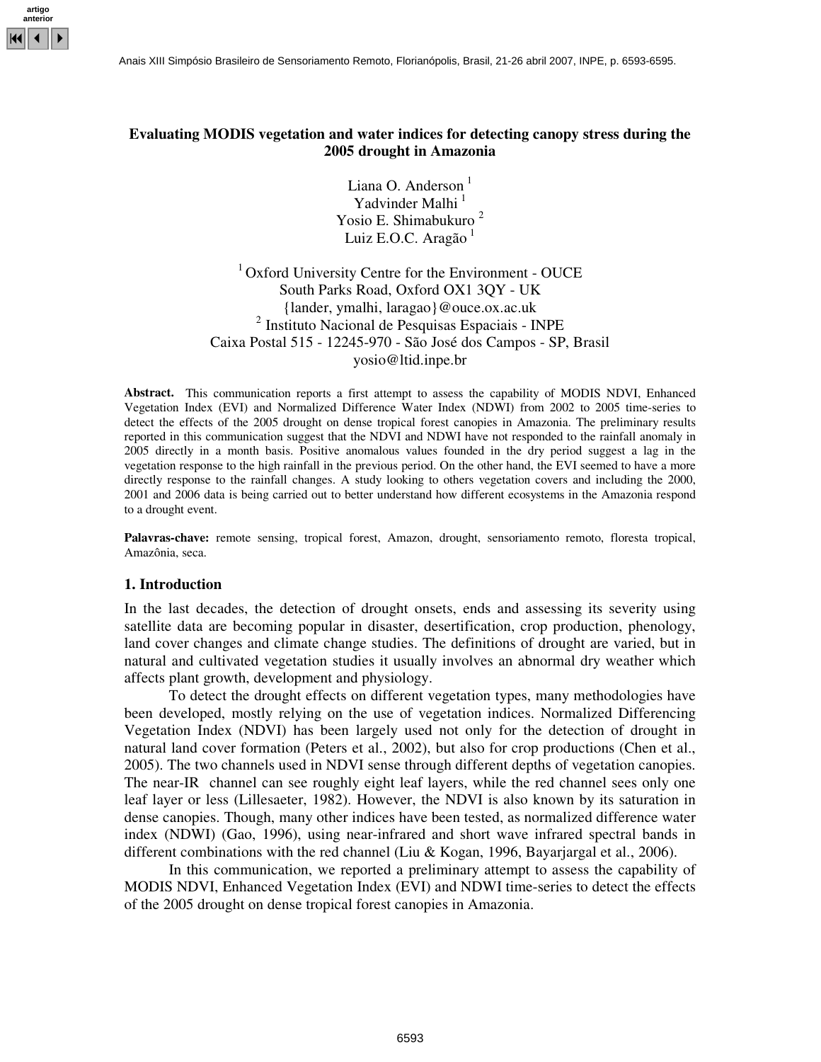# Evaluating MODIS vegetation and water indices for detecting canopy stress during the 2005 drought in Amazonia

Liana O. Anderson [1]
Yadvinder Malhi [1]
Yosio E. Shimabukuro [2]
Luiz E.O.C. Aragão [1]

[1] Oxford University Centre for the Environment - OUCE
South Parks Road, Oxford OX1 3QY - UK
{lander, ymalhi, laragao}@ouce.ox.ac.uk
[2] Instituto Nacional de Pesquisas Espaciais - INPE
Caixa Postal 515 - 12245-970 - São José dos Campos - SP, Brasil
yosio@ltid.inpe.br

**Abstract.** This communication reports a first attempt to assess the capability of MODIS NDVI, Enhanced Vegetation Index (EVI) and Normalized Difference Water Index (NDWI) from 2002 to 2005 time-series to detect the effects of the 2005 drought on dense tropical forest canopies in Amazonia. The preliminary results reported in this communication suggest that the NDVI and NDWI have not responded to the rainfall anomaly in 2005 directly in a month basis. Positive anomalous values founded in the dry period suggest a lag in the vegetation response to the high rainfall in the previous period. On the other hand, the EVI seemed to have a more directly response to the rainfall changes. A study looking to others vegetation covers and including the 2000, 2001 and 2006 data is being carried out to better understand how different ecosystems in the Amazonia respond to a drought event.

**Palavras-chave:** remote sensing, tropical forest, Amazon, drought, sensoriamento remoto, floresta tropical, Amazônia, seca.

## 1. Introduction

In the last decades, the detection of drought onsets, ends and assessing its severity using satellite data are becoming popular in disaster, desertification, crop production, phenology, land cover changes and climate change studies. The definitions of drought are varied, but in natural and cultivated vegetation studies it usually involves an abnormal dry weather which affects plant growth, development and physiology.

To detect the drought effects on different vegetation types, many methodologies have been developed, mostly relying on the use of vegetation indices. Normalized Differencing Vegetation Index (NDVI) has been largely used not only for the detection of drought in natural land cover formation (Peters et al., 2002), but also for crop productions (Chen et al., 2005). The two channels used in NDVI sense through different depths of vegetation canopies. The near-IR channel can see roughly eight leaf layers, while the red channel sees only one leaf layer or less (Lillesaeter, 1982). However, the NDVI is also known by its saturation in dense canopies. Though, many other indices have been tested, as normalized difference water index (NDWI) (Gao, 1996), using near-infrared and short wave infrared spectral bands in different combinations with the red channel (Liu & Kogan, 1996, Bayarjargal et al., 2006).

In this communication, we reported a preliminary attempt to assess the capability of MODIS NDVI, Enhanced Vegetation Index (EVI) and NDWI time-series to detect the effects of the 2005 drought on dense tropical forest canopies in Amazonia.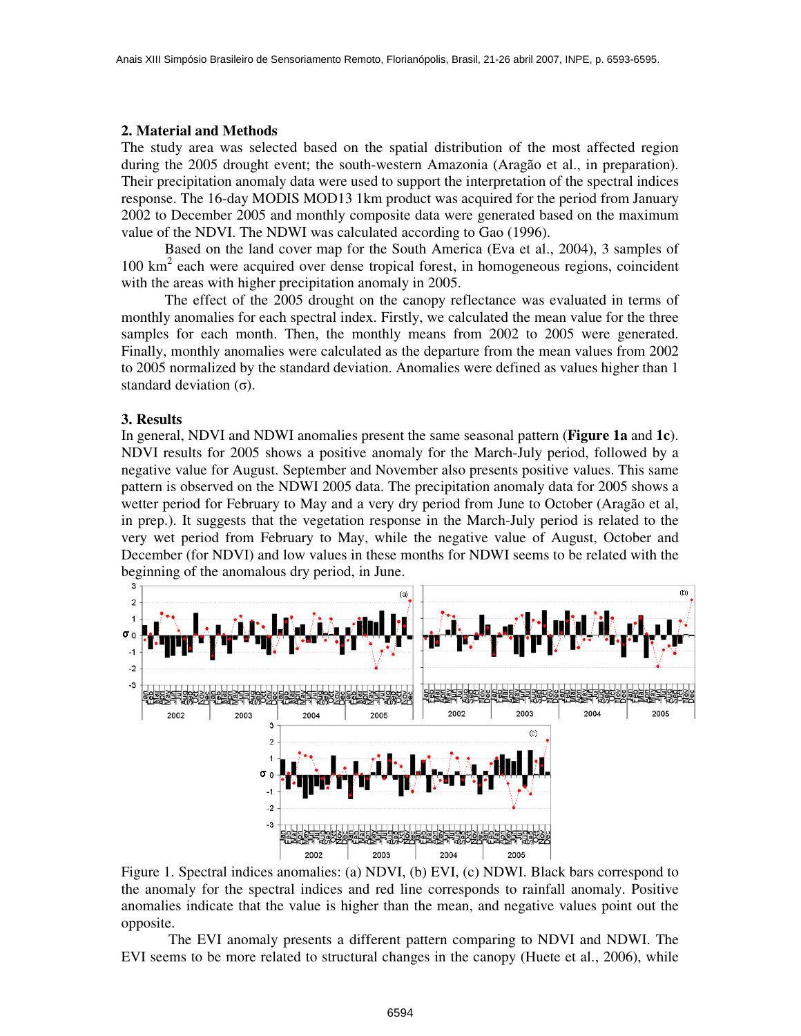## 2. Material and Methods

The study area was selected based on the spatial distribution of the most affected region during the 2005 drought event; the south-western Amazonia (Aragão et al., in preparation). Their precipitation anomaly data were used to support the interpretation of the spectral indices response. The 16-day MODIS MOD13 1km product was acquired for the period from January 2002 to December 2005 and monthly composite data were generated based on the maximum value of the NDVI. The NDWI was calculated according to Gao (1996).

Based on the land cover map for the South America (Eva et al., 2004), 3 samples of 100 $km^2$ each were acquired over dense tropical forest, in homogeneous regions, coincident with the areas with higher precipitation anomaly in 2005.

The effect of the 2005 drought on the canopy reflectance was evaluated in terms of monthly anomalies for each spectral index. Firstly, we calculated the mean value for the three samples for each month. Then, the monthly means from 2002 to 2005 were generated. Finally, monthly anomalies were calculated as the departure from the mean values from 2002 to 2005 normalized by the standard deviation. Anomalies were defined as values higher than 1 standard deviation ($\sigma$).

## 3. Results

In general, NDVI and NDWI anomalies present the same seasonal pattern (**Figure 1a** and **1c**). NDVI results for 2005 shows a positive anomaly for the March-July period, followed by a negative value for August. September and November also presents positive values. This same pattern is observed on the NDWI 2005 data. The precipitation anomaly data for 2005 shows a wetter period for February to May and a very dry period from June to October (Aragão et al, in prep.). It suggests that the vegetation response in the March-July period is related to the very wet period from February to May, while the negative value of August, October and December (for NDVI) and low values in these months for NDWI seems to be related with the beginning of the anomalous dry period, in June.

Figure 1. Spectral indices anomalies: (a) NDVI, (b) EVI, (c) NDWI. Black bars correspond to the anomaly for the spectral indices and red line corresponds to rainfall anomaly. Positive anomalies indicate that the value is higher than the mean, and negative values point out the opposite.

The EVI anomaly presents a different pattern comparing to NDVI and NDWI. The EVI seems to be more related to structural changes in the canopy (Huete et al., 2006), while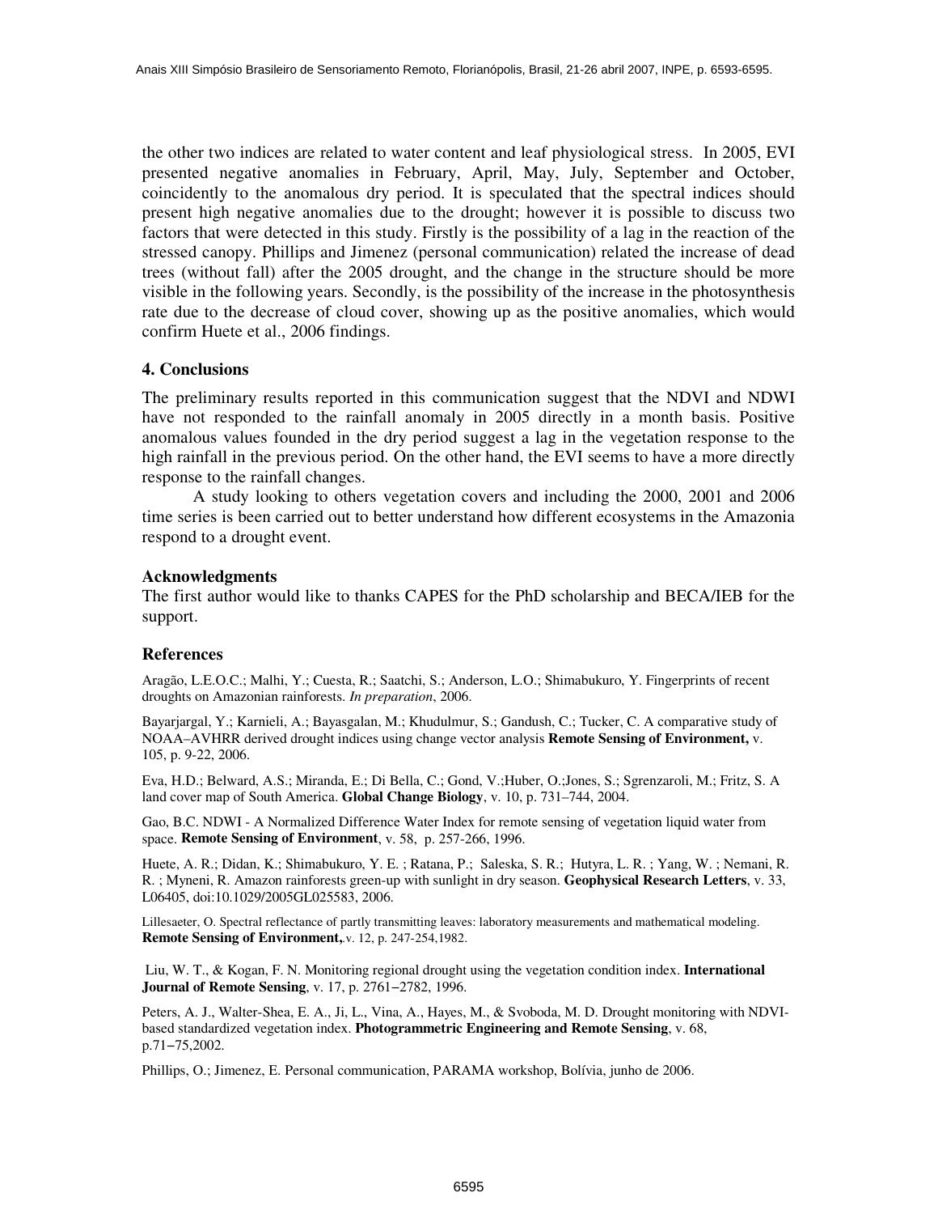the other two indices are related to water content and leaf physiological stress. In 2005, EVI presented negative anomalies in February, April, May, July, September and October, coincidently to the anomalous dry period. It is speculated that the spectral indices should present high negative anomalies due to the drought; however it is possible to discuss two factors that were detected in this study. Firstly is the possibility of a lag in the reaction of the stressed canopy. Phillips and Jimenez (personal communication) related the increase of dead trees (without fall) after the 2005 drought, and the change in the structure should be more visible in the following years. Secondly, is the possibility of the increase in the photosynthesis rate due to the decrease of cloud cover, showing up as the positive anomalies, which would confirm Huete et al., 2006 findings.

## 4. Conclusions

The preliminary results reported in this communication suggest that the NDVI and NDWI have not responded to the rainfall anomaly in 2005 directly in a month basis. Positive anomalous values founded in the dry period suggest a lag in the vegetation response to the high rainfall in the previous period. On the other hand, the EVI seems to have a more directly response to the rainfall changes.

A study looking to others vegetation covers and including the 2000, 2001 and 2006 time series is been carried out to better understand how different ecosystems in the Amazonia respond to a drought event.

## Acknowledgments

The first author would like to thanks CAPES for the PhD scholarship and BECA/IEB for the support.

## References

Aragão, L.E.O.C.; Malhi, Y.; Cuesta, R.; Saatchi, S.; Anderson, L.O.; Shimabukuro, Y. Fingerprints of recent droughts on Amazonian rainforests. *In preparation*, 2006.

Bayarjargal, Y.; Karnieli, A.; Bayasgalan, M.; Khudulmur, S.; Gandush, C.; Tucker, C. A comparative study of NOAA–AVHRR derived drought indices using change vector analysis **Remote Sensing of Environment,** v. 105, p. 9-22, 2006.

Eva, H.D.; Belward, A.S.; Miranda, E.; Di Bella, C.; Gond, V.;Huber, O.;Jones, S.; Sgrenzaroli, M.; Fritz, S. A land cover map of South America. **Global Change Biology**, v. 10, p. 731–744, 2004.

Gao, B.C. NDWI - A Normalized Difference Water Index for remote sensing of vegetation liquid water from space. **Remote Sensing of Environment**, v. 58, p. 257-266, 1996.

Huete, A. R.; Didan, K.; Shimabukuro, Y. E. ; Ratana, P.; Saleska, S. R.; Hutyra, L. R. ; Yang, W. ; Nemani, R. R. ; Myneni, R. Amazon rainforests green-up with sunlight in dry season. **Geophysical Research Letters**, v. 33, L06405, doi:10.1029/2005GL025583, 2006.

Lillesaeter, O. Spectral reflectance of partly transmitting leaves: laboratory measurements and mathematical modeling. **Remote Sensing of Environment,**.v. 12, p. 247-254,1982.

Liu, W. T., & Kogan, F. N. Monitoring regional drought using the vegetation condition index. **International Journal of Remote Sensing**, v. 17, p. 2761–2782, 1996.

Peters, A. J., Walter-Shea, E. A., Ji, L., Vina, A., Hayes, M., & Svoboda, M. D. Drought monitoring with NDVI-based standardized vegetation index. **Photogrammetric Engineering and Remote Sensing**, v. 68, p.71–75,2002.

Phillips, O.; Jimenez, E. Personal communication, PARAMA workshop, Bolívia, junho de 2006.